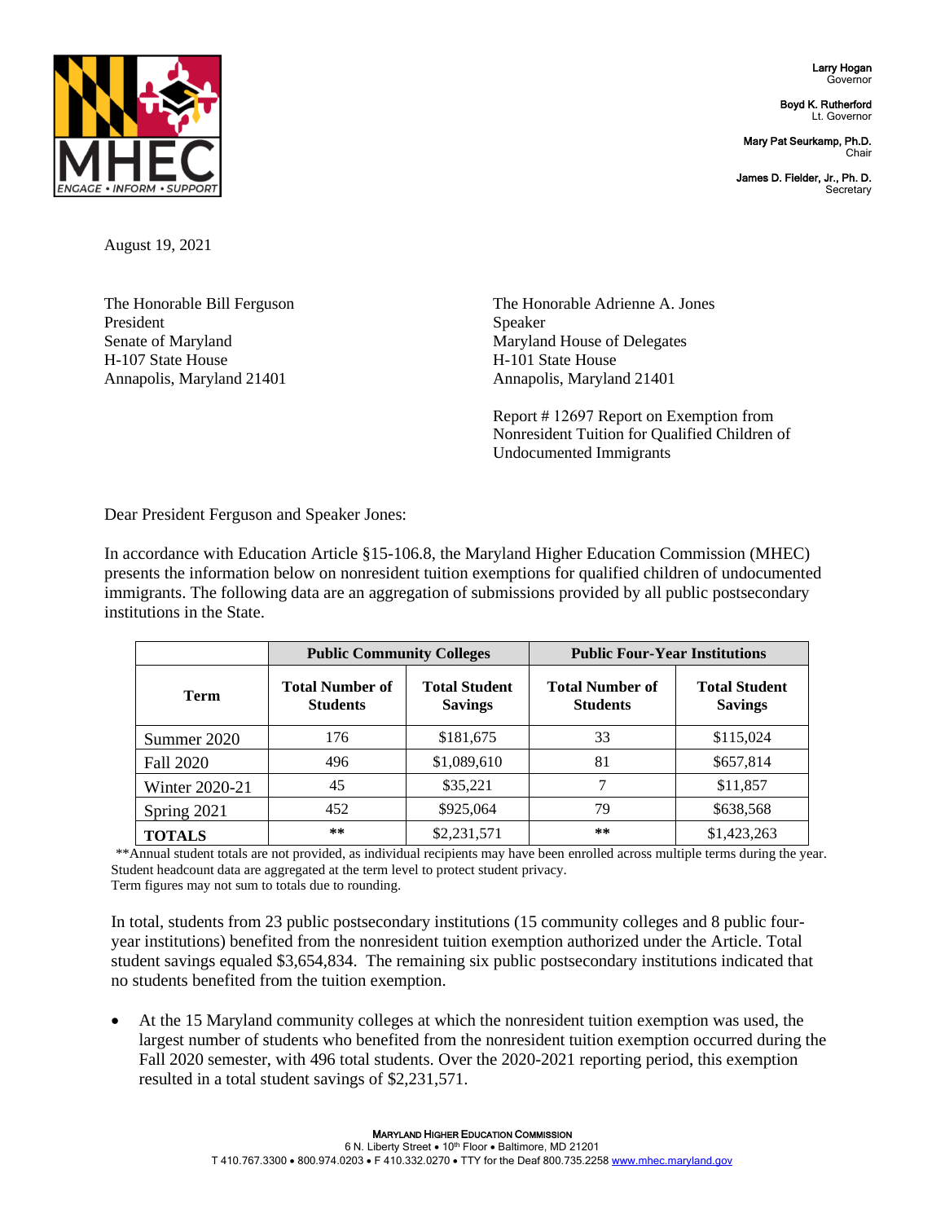Larry Hogan
Governor

Boyd K. Rutherford
Lt. Governor

Mary Pat Seurkamp, Ph.D.
Chair

James D. Fielder, Jr., Ph. D.
Secretary

August 19, 2021

The Honorable Bill Ferguson
President
Senate of Maryland
H-107 State House
Annapolis, Maryland 21401

The Honorable Adrienne A. Jones
Speaker
Maryland House of Delegates
H-101 State House
Annapolis, Maryland 21401

Report # 12697 Report on Exemption from Nonresident Tuition for Qualified Children of Undocumented Immigrants

Dear President Ferguson and Speaker Jones:

In accordance with Education Article §15-106.8, the Maryland Higher Education Commission (MHEC) presents the information below on nonresident tuition exemptions for qualified children of undocumented immigrants. The following data are an aggregation of submissions provided by all public postsecondary institutions in the State.

| | Public Community Colleges | | Public Four-Year Institutions | |
|---|---|---|---|---|
| **Term** | **Total Number of Students** | **Total Student Savings** | **Total Number of Students** | **Total Student Savings** |
| Summer 2020 | 176 | $181,675 | 33 | $115,024 |
| Fall 2020 | 496 | $1,089,610 | 81 | $657,814 |
| Winter 2020-21 | 45 | $35,221 | 7 | $11,857 |
| Spring 2021 | 452 | $925,064 | 79 | $638,568 |
| **TOTALS** | ** | $2,231,571 | ** | $1,423,263 |

**Annual student totals are not provided, as individual recipients may have been enrolled across multiple terms during the year.
Student headcount data are aggregated at the term level to protect student privacy.
Term figures may not sum to totals due to rounding.

In total, students from 23 public postsecondary institutions (15 community colleges and 8 public four-year institutions) benefited from the nonresident tuition exemption authorized under the Article. Total student savings equaled $3,654,834. The remaining six public postsecondary institutions indicated that no students benefited from the tuition exemption.

- At the 15 Maryland community colleges at which the nonresident tuition exemption was used, the largest number of students who benefited from the nonresident tuition exemption occurred during the Fall 2020 semester, with 496 total students. Over the 2020-2021 reporting period, this exemption resulted in a total student savings of $2,231,571.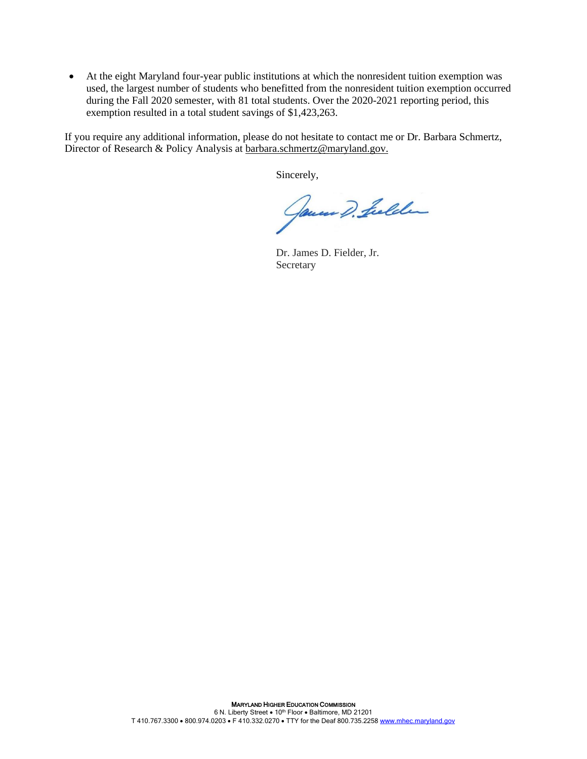- At the eight Maryland four-year public institutions at which the nonresident tuition exemption was used, the largest number of students who benefitted from the nonresident tuition exemption occurred during the Fall 2020 semester, with 81 total students. Over the 2020-2021 reporting period, this exemption resulted in a total student savings of $1,423,263.

If you require any additional information, please do not hesitate to contact me or Dr. Barbara Schmertz, Director of Research & Policy Analysis at barbara.schmertz@maryland.gov.

Sincerely,

Dr. James D. Fielder, Jr.
Secretary

**MARYLAND HIGHER EDUCATION COMMISSION**
6 N. Liberty Street • 10th Floor • Baltimore, MD 21201
T 410.767.3300 • 800.974.0203 • F 410.332.0270 • TTY for the Deaf 800.735.2258 www.mhec.maryland.gov